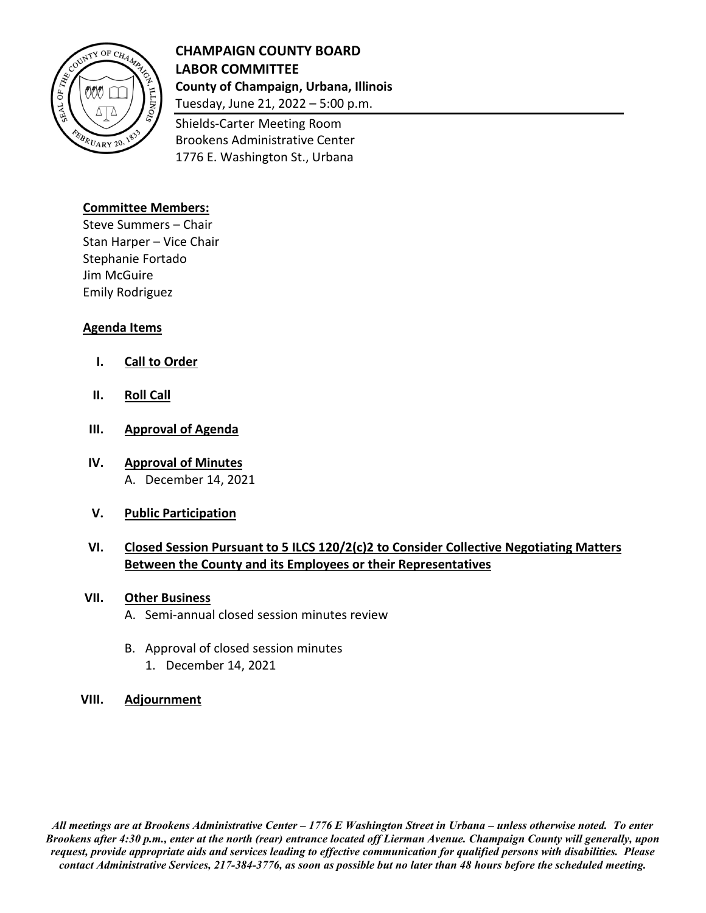# CHAMPAIGN COUNTY BOARD
# LABOR COMMITTEE

**County of Champaign, Urbana, Illinois**

Tuesday, June 21, 2022 – 5:00 p.m.

Shields-Carter Meeting Room
Brookens Administrative Center
1776 E. Washington St., Urbana

## Committee Members:

Steve Summers – Chair
Stan Harper – Vice Chair
Stephanie Fortado
Jim McGuire
Emily Rodriguez

## Agenda Items

I. **Call to Order**

II. **Roll Call**

III. **Approval of Agenda**

IV. **Approval of Minutes**
   A. December 14, 2021

V. **Public Participation**

VI. **Closed Session Pursuant to 5 ILCS 120/2(c)2 to Consider Collective Negotiating Matters Between the County and its Employees or their Representatives**

VII. **Other Business**
   A. Semi-annual closed session minutes review
   B. Approval of closed session minutes
      1. December 14, 2021

VIII. **Adjournment**

***All meetings are at Brookens Administrative Center – 1776 E Washington Street in Urbana – unless otherwise noted. To enter Brookens after 4:30 p.m., enter at the north (rear) entrance located off Lierman Avenue. Champaign County will generally, upon request, provide appropriate aids and services leading to effective communication for qualified persons with disabilities. Please contact Administrative Services, 217-384-3776, as soon as possible but no later than 48 hours before the scheduled meeting.***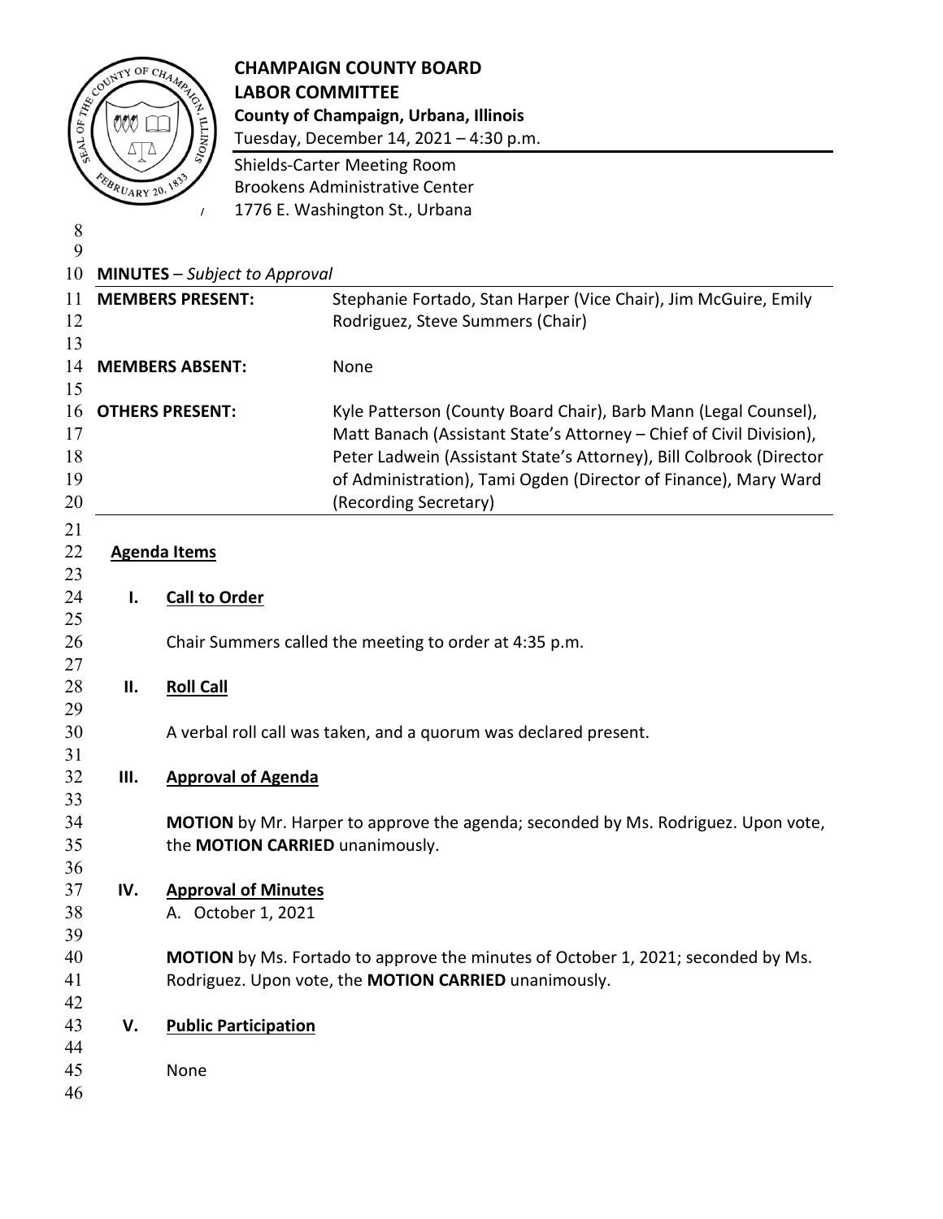# CHAMPAIGN COUNTY BOARD
## LABOR COMMITTEE

**County of Champaign, Urbana, Illinois**
Tuesday, December 14, 2021 – 4:30 p.m.

Shields-Carter Meeting Room
Brookens Administrative Center
1776 E. Washington St., Urbana

**MINUTES** – *Subject to Approval*

| | |
|---|---|
| **MEMBERS PRESENT:** | Stephanie Fortado, Stan Harper (Vice Chair), Jim McGuire, Emily Rodriguez, Steve Summers (Chair) |
| **MEMBERS ABSENT:** | None |
| **OTHERS PRESENT:** | Kyle Patterson (County Board Chair), Barb Mann (Legal Counsel), Matt Banach (Assistant State's Attorney – Chief of Civil Division), Peter Ladwein (Assistant State's Attorney), Bill Colbrook (Director of Administration), Tami Ogden (Director of Finance), Mary Ward (Recording Secretary) |

**Agenda Items**

**I. Call to Order**

Chair Summers called the meeting to order at 4:35 p.m.

**II. Roll Call**

A verbal roll call was taken, and a quorum was declared present.

**III. Approval of Agenda**

**MOTION** by Mr. Harper to approve the agenda; seconded by Ms. Rodriguez. Upon vote, the **MOTION CARRIED** unanimously.

**IV. Approval of Minutes**

A. October 1, 2021

**MOTION** by Ms. Fortado to approve the minutes of October 1, 2021; seconded by Ms. Rodriguez. Upon vote, the **MOTION CARRIED** unanimously.

**V. Public Participation**

None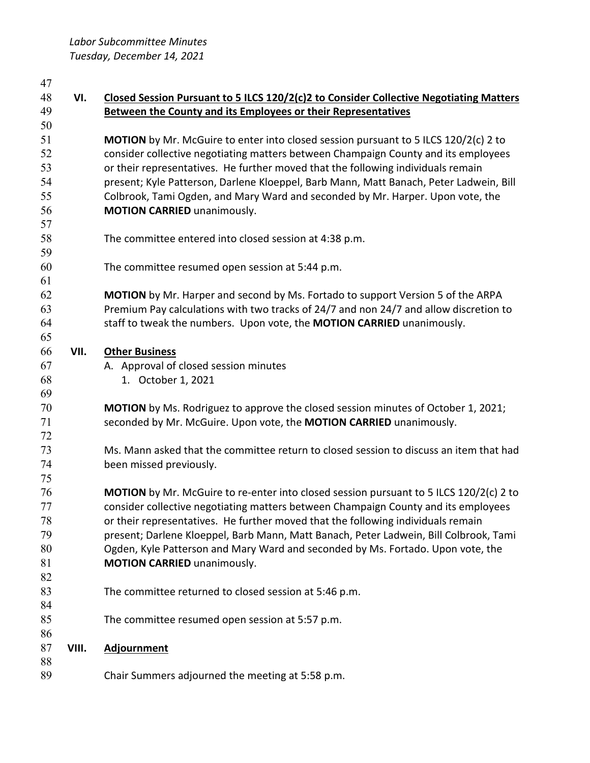## VI. Closed Session Pursuant to 5 ILCS 120/2(c)2 to Consider Collective Negotiating Matters Between the County and its Employees or their Representatives

**MOTION** by Mr. McGuire to enter into closed session pursuant to 5 ILCS 120/2(c) 2 to consider collective negotiating matters between Champaign County and its employees or their representatives. He further moved that the following individuals remain present; Kyle Patterson, Darlene Kloeppel, Barb Mann, Matt Banach, Peter Ladwein, Bill Colbrook, Tami Ogden, and Mary Ward and seconded by Mr. Harper. Upon vote, the **MOTION CARRIED** unanimously.

The committee entered into closed session at 4:38 p.m.

The committee resumed open session at 5:44 p.m.

**MOTION** by Mr. Harper and second by Ms. Fortado to support Version 5 of the ARPA Premium Pay calculations with two tracks of 24/7 and non 24/7 and allow discretion to staff to tweak the numbers. Upon vote, the **MOTION CARRIED** unanimously.

## VII. Other Business

A. Approval of closed session minutes
   1. October 1, 2021

**MOTION** by Ms. Rodriguez to approve the closed session minutes of October 1, 2021; seconded by Mr. McGuire. Upon vote, the **MOTION CARRIED** unanimously.

Ms. Mann asked that the committee return to closed session to discuss an item that had been missed previously.

**MOTION** by Mr. McGuire to re-enter into closed session pursuant to 5 ILCS 120/2(c) 2 to consider collective negotiating matters between Champaign County and its employees or their representatives. He further moved that the following individuals remain present; Darlene Kloeppel, Barb Mann, Matt Banach, Peter Ladwein, Bill Colbrook, Tami Ogden, Kyle Patterson and Mary Ward and seconded by Ms. Fortado. Upon vote, the **MOTION CARRIED** unanimously.

The committee returned to closed session at 5:46 p.m.

The committee resumed open session at 5:57 p.m.

## VIII. Adjournment

Chair Summers adjourned the meeting at 5:58 p.m.